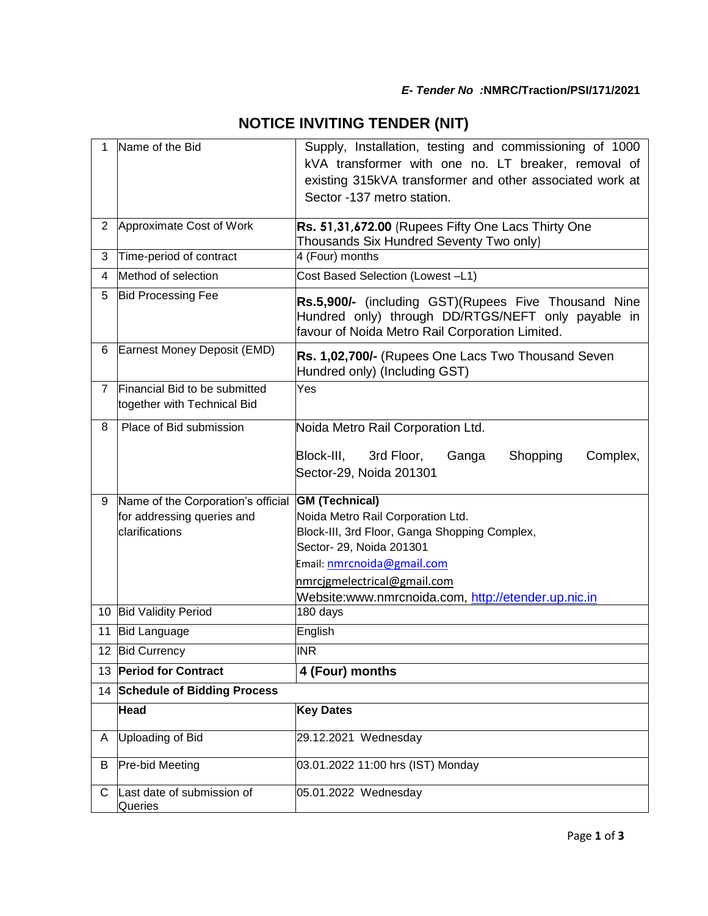***E- Tender No*** **:NMRC/Traction/PSI/171/2021**

# NOTICE INVITING TENDER (NIT)

| | | |
|---|---|---|
| 1 | Name of the Bid | Supply, Installation, testing and commissioning of 1000 kVA transformer with one no. LT breaker, removal of existing 315kVA transformer and other associated work at Sector -137 metro station. |
| 2 | Approximate Cost of Work | **Rs. 51,31,672.00** (Rupees Fifty One Lacs Thirty One Thousands Six Hundred Seventy Two only) |
| 3 | Time-period of contract | 4 (Four) months |
| 4 | Method of selection | Cost Based Selection (Lowest –L1) |
| 5 | Bid Processing Fee | **Rs.5,900/-** (including GST)(Rupees Five Thousand Nine Hundred only) through DD/RTGS/NEFT only payable in favour of Noida Metro Rail Corporation Limited. |
| 6 | Earnest Money Deposit (EMD) | **Rs. 1,02,700/-** (Rupees One Lacs Two Thousand Seven Hundred only) (Including GST) |
| 7 | Financial Bid to be submitted together with Technical Bid | Yes |
| 8 | Place of Bid submission | Noida Metro Rail Corporation Ltd.<br><br>Block-III, 3rd Floor, Ganga Shopping Complex, Sector-29, Noida 201301 |
| 9 | Name of the Corporation's official for addressing queries and clarifications | **GM (Technical)**<br>Noida Metro Rail Corporation Ltd.<br>Block-III, 3rd Floor, Ganga Shopping Complex,<br>Sector- 29, Noida 201301<br>Email: nmrcnoida@gmail.com<br>nmrcjgmelectrical@gmail.com<br>Website:www.nmrcnoida.com, http://etender.up.nic.in |
| 10 | Bid Validity Period | 180 days |
| 11 | Bid Language | English |
| 12 | Bid Currency | INR |
| 13 | **Period for Contract** | **4 (Four) months** |
| 14 | **Schedule of Bidding Process** | |
| | **Head** | **Key Dates** |
| A | Uploading of Bid | 29.12.2021 Wednesday |
| B | Pre-bid Meeting | 03.01.2022 11:00 hrs (IST) Monday |
| C | Last date of submission of Queries | 05.01.2022 Wednesday |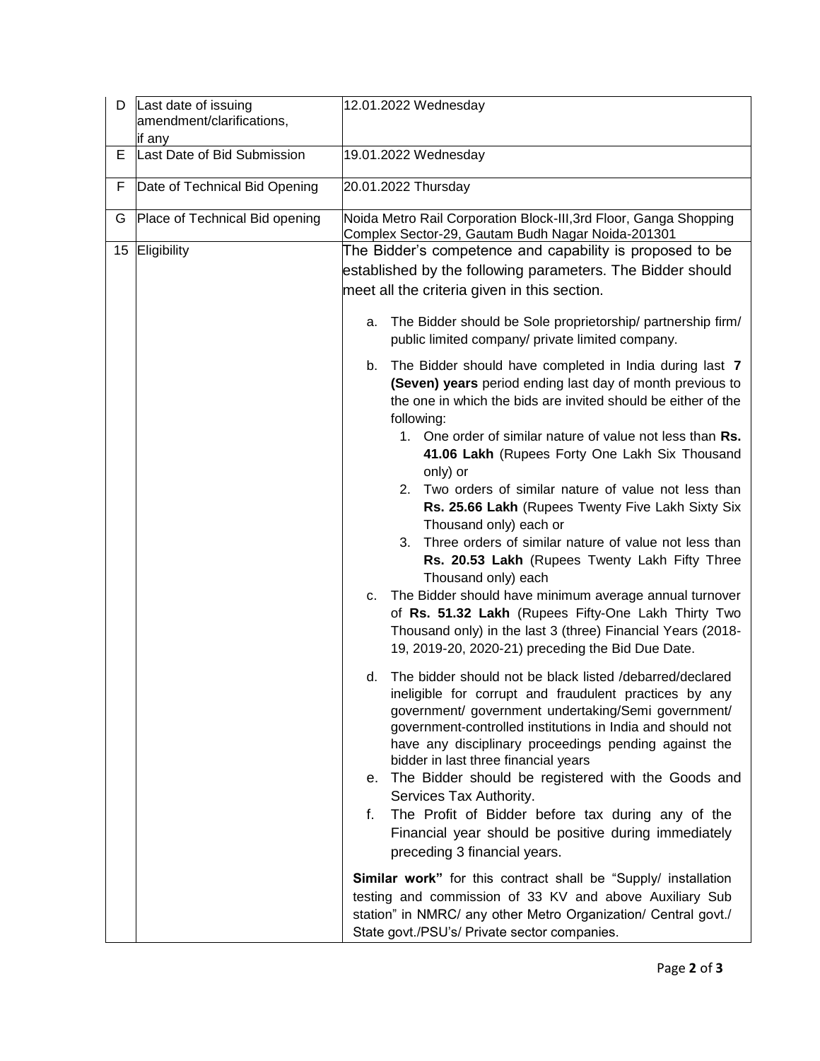| | | |
|---|---|---|
| D | Last date of issuing amendment/clarifications, if any | 12.01.2022 Wednesday |
| E | Last Date of Bid Submission | 19.01.2022 Wednesday |
| F | Date of Technical Bid Opening | 20.01.2022 Thursday |
| G | Place of Technical Bid opening | Noida Metro Rail Corporation Block-III,3rd Floor, Ganga Shopping Complex Sector-29, Gautam Budh Nagar Noida-201301 |
| 15 | Eligibility | The Bidder's competence and capability is proposed to be established by the following parameters. The Bidder should meet all the criteria given in this section.<br><br>a. The Bidder should be Sole proprietorship/ partnership firm/ public limited company/ private limited company.<br><br>b. The Bidder should have completed in India during last **7 (Seven) years** period ending last day of month previous to the one in which the bids are invited should be either of the following:<br>1. One order of similar nature of value not less than **Rs. 41.06 Lakh** (Rupees Forty One Lakh Six Thousand only) or<br>2. Two orders of similar nature of value not less than **Rs. 25.66 Lakh** (Rupees Twenty Five Lakh Sixty Six Thousand only) each or<br>3. Three orders of similar nature of value not less than **Rs. 20.53 Lakh** (Rupees Twenty Lakh Fifty Three Thousand only) each<br><br>c. The Bidder should have minimum average annual turnover of **Rs. 51.32 Lakh** (Rupees Fifty-One Lakh Thirty Two Thousand only) in the last 3 (three) Financial Years (2018-19, 2019-20, 2020-21) preceding the Bid Due Date.<br><br>d. The bidder should not be black listed /debarred/declared ineligible for corrupt and fraudulent practices by any government/ government undertaking/Semi government/ government-controlled institutions in India and should not have any disciplinary proceedings pending against the bidder in last three financial years<br><br>e. The Bidder should be registered with the Goods and Services Tax Authority.<br><br>f. The Profit of Bidder before tax during any of the Financial year should be positive during immediately preceding 3 financial years.<br><br>**Similar work"** for this contract shall be "Supply/ installation testing and commission of 33 KV and above Auxiliary Sub station" in NMRC/ any other Metro Organization/ Central govt./ State govt./PSU's/ Private sector companies. |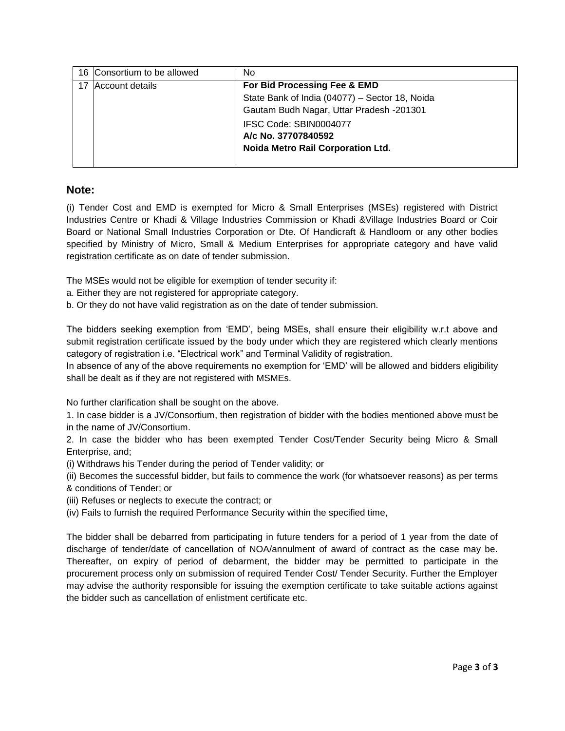| | | |
|---|---|---|
| 16 | Consortium to be allowed | No |
| 17 | Account details | **For Bid Processing Fee & EMD**<br>State Bank of India (04077) – Sector 18, Noida<br>Gautam Budh Nagar, Uttar Pradesh -201301<br>IFSC Code: SBIN0004077<br>**A/c No. 37707840592**<br>**Noida Metro Rail Corporation Ltd.** |

## Note:

(i) Tender Cost and EMD is exempted for Micro & Small Enterprises (MSEs) registered with District Industries Centre or Khadi & Village Industries Commission or Khadi &Village Industries Board or Coir Board or National Small Industries Corporation or Dte. Of Handicraft & Handloom or any other bodies specified by Ministry of Micro, Small & Medium Enterprises for appropriate category and have valid registration certificate as on date of tender submission.

The MSEs would not be eligible for exemption of tender security if:

a. Either they are not registered for appropriate category.

b. Or they do not have valid registration as on the date of tender submission.

The bidders seeking exemption from 'EMD', being MSEs, shall ensure their eligibility w.r.t above and submit registration certificate issued by the body under which they are registered which clearly mentions category of registration i.e. "Electrical work" and Terminal Validity of registration.

In absence of any of the above requirements no exemption for 'EMD' will be allowed and bidders eligibility shall be dealt as if they are not registered with MSMEs.

No further clarification shall be sought on the above.

1. In case bidder is a JV/Consortium, then registration of bidder with the bodies mentioned above must be in the name of JV/Consortium.

2. In case the bidder who has been exempted Tender Cost/Tender Security being Micro & Small Enterprise, and;

(i) Withdraws his Tender during the period of Tender validity; or

(ii) Becomes the successful bidder, but fails to commence the work (for whatsoever reasons) as per terms & conditions of Tender; or

(iii) Refuses or neglects to execute the contract; or

(iv) Fails to furnish the required Performance Security within the specified time,

The bidder shall be debarred from participating in future tenders for a period of 1 year from the date of discharge of tender/date of cancellation of NOA/annulment of award of contract as the case may be. Thereafter, on expiry of period of debarment, the bidder may be permitted to participate in the procurement process only on submission of required Tender Cost/ Tender Security. Further the Employer may advise the authority responsible for issuing the exemption certificate to take suitable actions against the bidder such as cancellation of enlistment certificate etc.